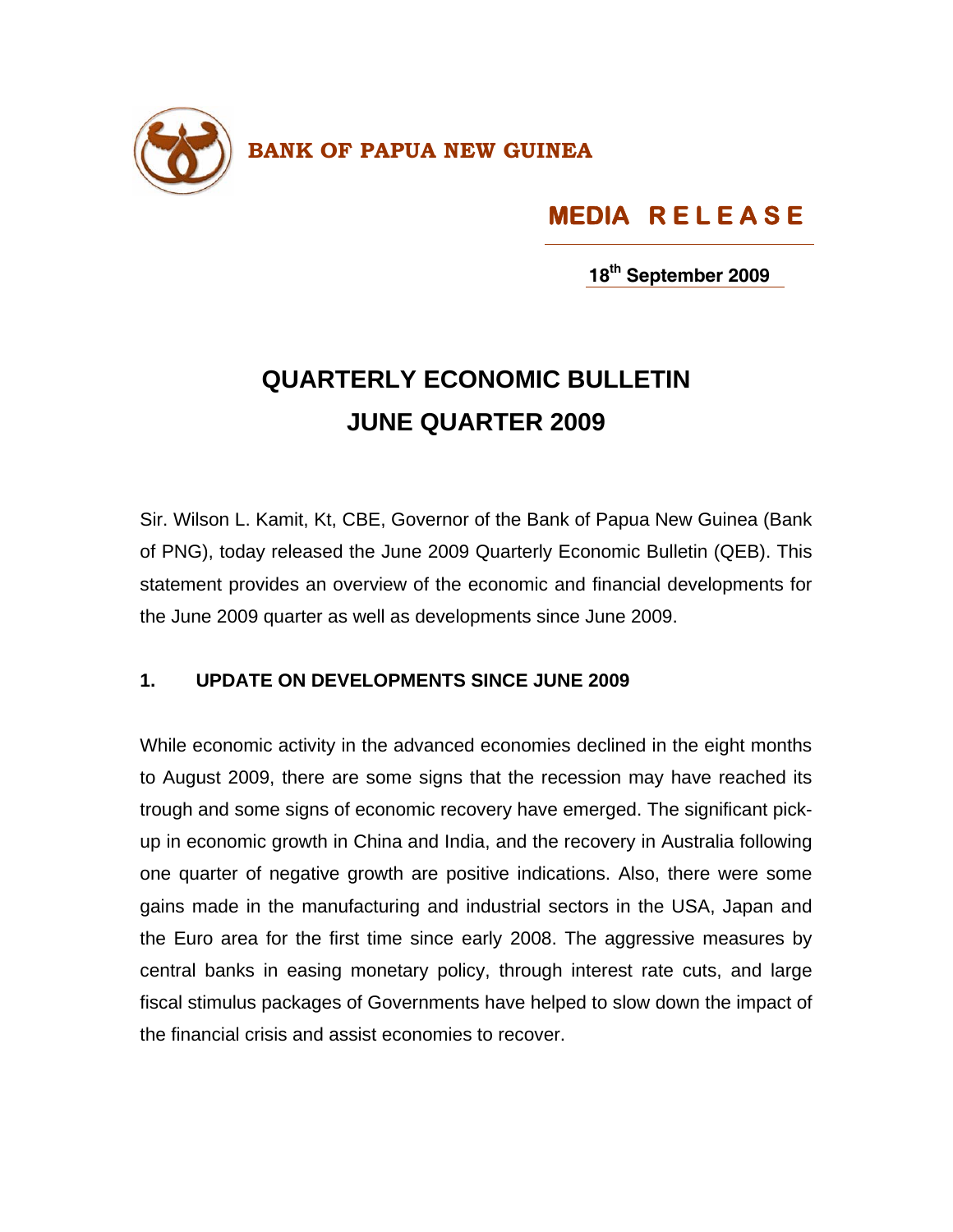**BANK OF PAPUA NEW GUINEA**

**MEDIA RELEASE**

**18th September 2009**

# QUARTERLY ECONOMIC BULLETIN JUNE QUARTER 2009

Sir. Wilson L. Kamit, Kt, CBE, Governor of the Bank of Papua New Guinea (Bank of PNG), today released the June 2009 Quarterly Economic Bulletin (QEB). This statement provides an overview of the economic and financial developments for the June 2009 quarter as well as developments since June 2009.

## 1. UPDATE ON DEVELOPMENTS SINCE JUNE 2009

While economic activity in the advanced economies declined in the eight months to August 2009, there are some signs that the recession may have reached its trough and some signs of economic recovery have emerged. The significant pick-up in economic growth in China and India, and the recovery in Australia following one quarter of negative growth are positive indications. Also, there were some gains made in the manufacturing and industrial sectors in the USA, Japan and the Euro area for the first time since early 2008. The aggressive measures by central banks in easing monetary policy, through interest rate cuts, and large fiscal stimulus packages of Governments have helped to slow down the impact of the financial crisis and assist economies to recover.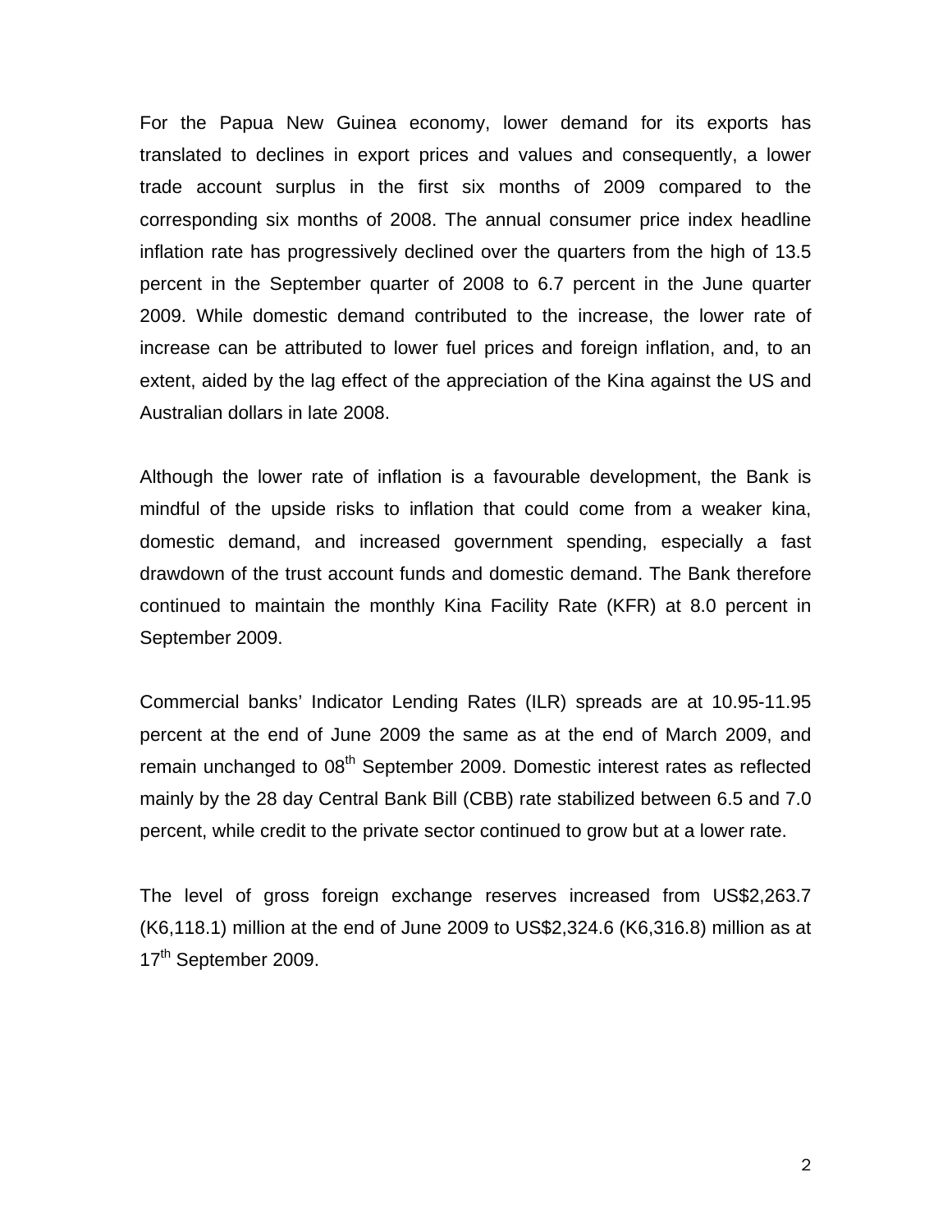For the Papua New Guinea economy, lower demand for its exports has translated to declines in export prices and values and consequently, a lower trade account surplus in the first six months of 2009 compared to the corresponding six months of 2008. The annual consumer price index headline inflation rate has progressively declined over the quarters from the high of 13.5 percent in the September quarter of 2008 to 6.7 percent in the June quarter 2009. While domestic demand contributed to the increase, the lower rate of increase can be attributed to lower fuel prices and foreign inflation, and, to an extent, aided by the lag effect of the appreciation of the Kina against the US and Australian dollars in late 2008.

Although the lower rate of inflation is a favourable development, the Bank is mindful of the upside risks to inflation that could come from a weaker kina, domestic demand, and increased government spending, especially a fast drawdown of the trust account funds and domestic demand. The Bank therefore continued to maintain the monthly Kina Facility Rate (KFR) at 8.0 percent in September 2009.

Commercial banks' Indicator Lending Rates (ILR) spreads are at 10.95-11.95 percent at the end of June 2009 the same as at the end of March 2009, and remain unchanged to 08th September 2009. Domestic interest rates as reflected mainly by the 28 day Central Bank Bill (CBB) rate stabilized between 6.5 and 7.0 percent, while credit to the private sector continued to grow but at a lower rate.

The level of gross foreign exchange reserves increased from US$2,263.7 (K6,118.1) million at the end of June 2009 to US$2,324.6 (K6,316.8) million as at 17th September 2009.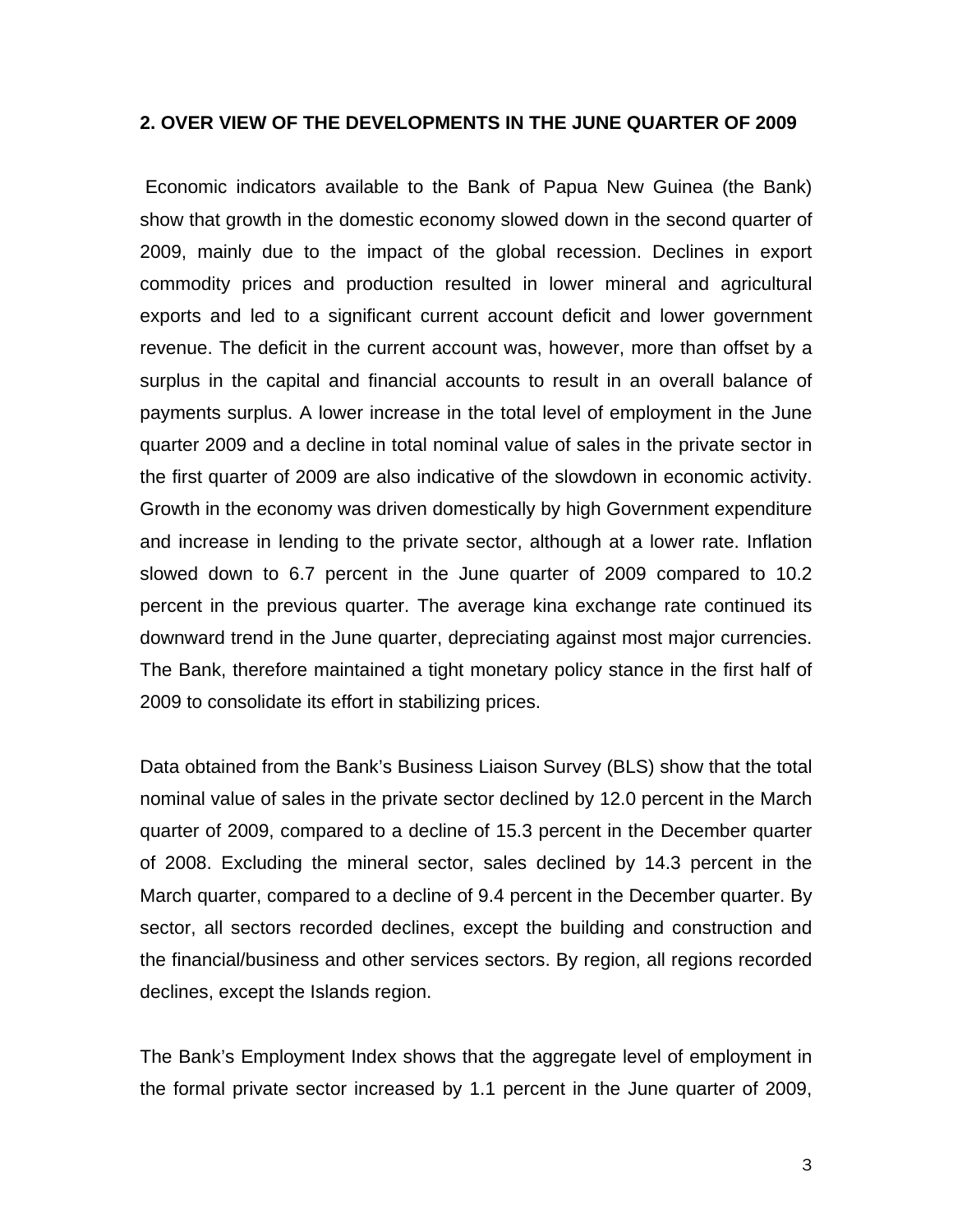## 2. OVER VIEW OF THE DEVELOPMENTS IN THE JUNE QUARTER OF 2009

Economic indicators available to the Bank of Papua New Guinea (the Bank) show that growth in the domestic economy slowed down in the second quarter of 2009, mainly due to the impact of the global recession. Declines in export commodity prices and production resulted in lower mineral and agricultural exports and led to a significant current account deficit and lower government revenue. The deficit in the current account was, however, more than offset by a surplus in the capital and financial accounts to result in an overall balance of payments surplus. A lower increase in the total level of employment in the June quarter 2009 and a decline in total nominal value of sales in the private sector in the first quarter of 2009 are also indicative of the slowdown in economic activity. Growth in the economy was driven domestically by high Government expenditure and increase in lending to the private sector, although at a lower rate. Inflation slowed down to 6.7 percent in the June quarter of 2009 compared to 10.2 percent in the previous quarter. The average kina exchange rate continued its downward trend in the June quarter, depreciating against most major currencies. The Bank, therefore maintained a tight monetary policy stance in the first half of 2009 to consolidate its effort in stabilizing prices.

Data obtained from the Bank's Business Liaison Survey (BLS) show that the total nominal value of sales in the private sector declined by 12.0 percent in the March quarter of 2009, compared to a decline of 15.3 percent in the December quarter of 2008. Excluding the mineral sector, sales declined by 14.3 percent in the March quarter, compared to a decline of 9.4 percent in the December quarter. By sector, all sectors recorded declines, except the building and construction and the financial/business and other services sectors. By region, all regions recorded declines, except the Islands region.

The Bank's Employment Index shows that the aggregate level of employment in the formal private sector increased by 1.1 percent in the June quarter of 2009,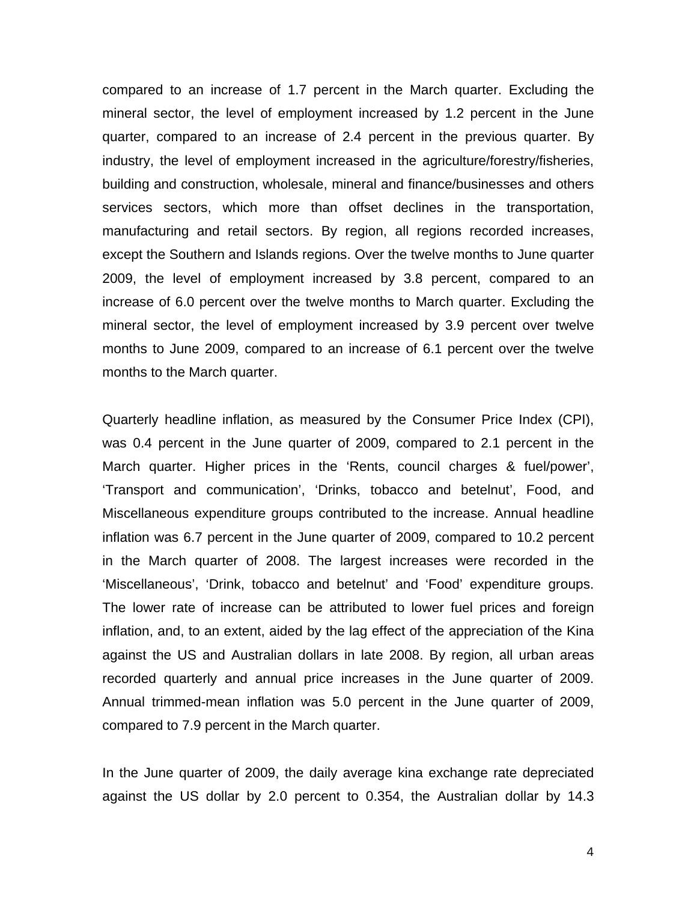compared to an increase of 1.7 percent in the March quarter. Excluding the mineral sector, the level of employment increased by 1.2 percent in the June quarter, compared to an increase of 2.4 percent in the previous quarter. By industry, the level of employment increased in the agriculture/forestry/fisheries, building and construction, wholesale, mineral and finance/businesses and others services sectors, which more than offset declines in the transportation, manufacturing and retail sectors. By region, all regions recorded increases, except the Southern and Islands regions. Over the twelve months to June quarter 2009, the level of employment increased by 3.8 percent, compared to an increase of 6.0 percent over the twelve months to March quarter. Excluding the mineral sector, the level of employment increased by 3.9 percent over twelve months to June 2009, compared to an increase of 6.1 percent over the twelve months to the March quarter.

Quarterly headline inflation, as measured by the Consumer Price Index (CPI), was 0.4 percent in the June quarter of 2009, compared to 2.1 percent in the March quarter. Higher prices in the 'Rents, council charges & fuel/power', 'Transport and communication', 'Drinks, tobacco and betelnut', Food, and Miscellaneous expenditure groups contributed to the increase. Annual headline inflation was 6.7 percent in the June quarter of 2009, compared to 10.2 percent in the March quarter of 2008. The largest increases were recorded in the 'Miscellaneous', 'Drink, tobacco and betelnut' and 'Food' expenditure groups. The lower rate of increase can be attributed to lower fuel prices and foreign inflation, and, to an extent, aided by the lag effect of the appreciation of the Kina against the US and Australian dollars in late 2008. By region, all urban areas recorded quarterly and annual price increases in the June quarter of 2009. Annual trimmed-mean inflation was 5.0 percent in the June quarter of 2009, compared to 7.9 percent in the March quarter.

In the June quarter of 2009, the daily average kina exchange rate depreciated against the US dollar by 2.0 percent to 0.354, the Australian dollar by 14.3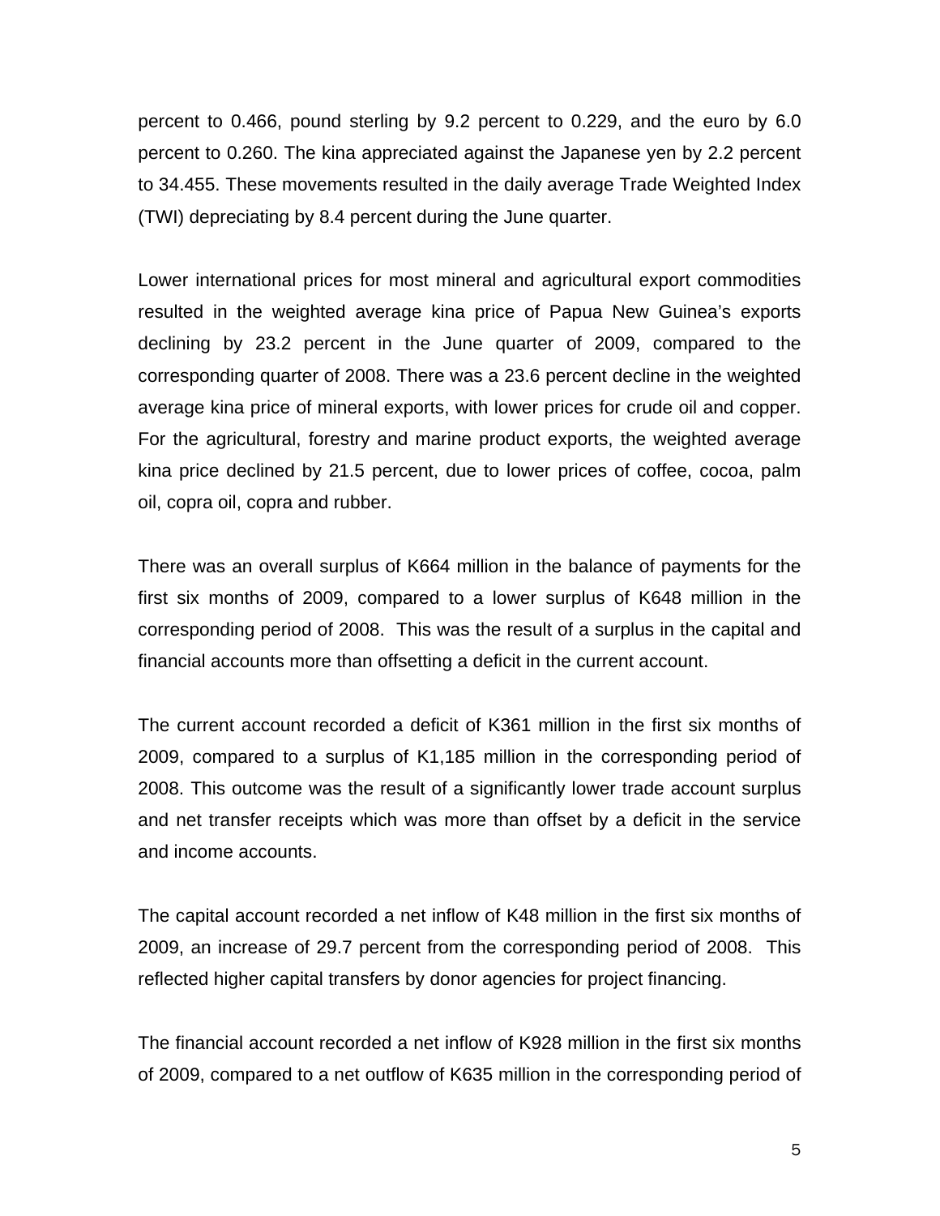percent to 0.466, pound sterling by 9.2 percent to 0.229, and the euro by 6.0 percent to 0.260. The kina appreciated against the Japanese yen by 2.2 percent to 34.455. These movements resulted in the daily average Trade Weighted Index (TWI) depreciating by 8.4 percent during the June quarter.

Lower international prices for most mineral and agricultural export commodities resulted in the weighted average kina price of Papua New Guinea's exports declining by 23.2 percent in the June quarter of 2009, compared to the corresponding quarter of 2008. There was a 23.6 percent decline in the weighted average kina price of mineral exports, with lower prices for crude oil and copper. For the agricultural, forestry and marine product exports, the weighted average kina price declined by 21.5 percent, due to lower prices of coffee, cocoa, palm oil, copra oil, copra and rubber.

There was an overall surplus of K664 million in the balance of payments for the first six months of 2009, compared to a lower surplus of K648 million in the corresponding period of 2008. This was the result of a surplus in the capital and financial accounts more than offsetting a deficit in the current account.

The current account recorded a deficit of K361 million in the first six months of 2009, compared to a surplus of K1,185 million in the corresponding period of 2008. This outcome was the result of a significantly lower trade account surplus and net transfer receipts which was more than offset by a deficit in the service and income accounts.

The capital account recorded a net inflow of K48 million in the first six months of 2009, an increase of 29.7 percent from the corresponding period of 2008. This reflected higher capital transfers by donor agencies for project financing.

The financial account recorded a net inflow of K928 million in the first six months of 2009, compared to a net outflow of K635 million in the corresponding period of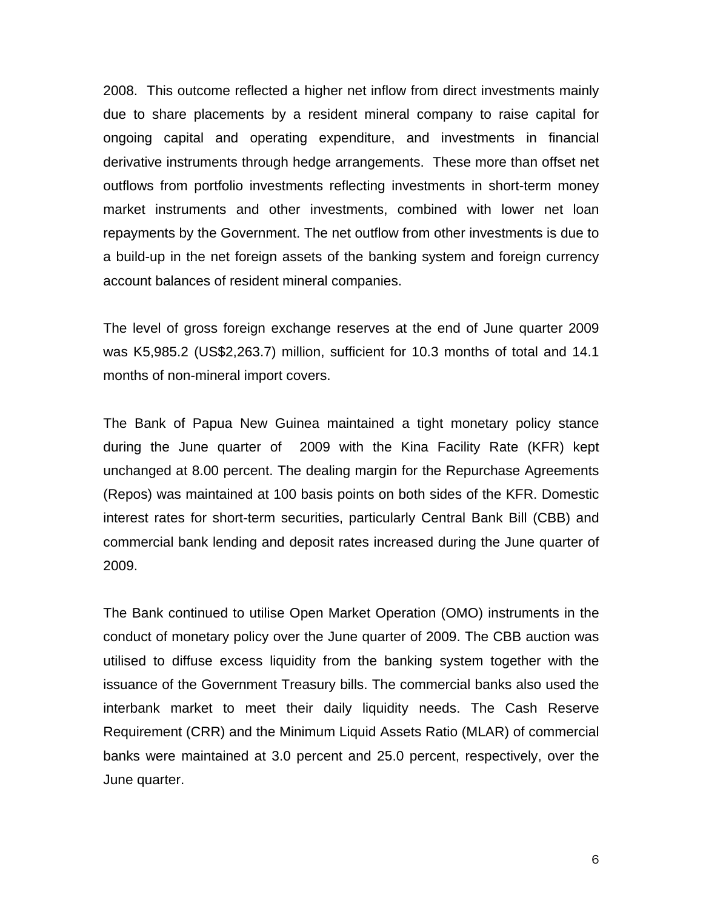2008. This outcome reflected a higher net inflow from direct investments mainly due to share placements by a resident mineral company to raise capital for ongoing capital and operating expenditure, and investments in financial derivative instruments through hedge arrangements. These more than offset net outflows from portfolio investments reflecting investments in short-term money market instruments and other investments, combined with lower net loan repayments by the Government. The net outflow from other investments is due to a build-up in the net foreign assets of the banking system and foreign currency account balances of resident mineral companies.

The level of gross foreign exchange reserves at the end of June quarter 2009 was K5,985.2 (US$2,263.7) million, sufficient for 10.3 months of total and 14.1 months of non-mineral import covers.

The Bank of Papua New Guinea maintained a tight monetary policy stance during the June quarter of 2009 with the Kina Facility Rate (KFR) kept unchanged at 8.00 percent. The dealing margin for the Repurchase Agreements (Repos) was maintained at 100 basis points on both sides of the KFR. Domestic interest rates for short-term securities, particularly Central Bank Bill (CBB) and commercial bank lending and deposit rates increased during the June quarter of 2009.

The Bank continued to utilise Open Market Operation (OMO) instruments in the conduct of monetary policy over the June quarter of 2009. The CBB auction was utilised to diffuse excess liquidity from the banking system together with the issuance of the Government Treasury bills. The commercial banks also used the interbank market to meet their daily liquidity needs. The Cash Reserve Requirement (CRR) and the Minimum Liquid Assets Ratio (MLAR) of commercial banks were maintained at 3.0 percent and 25.0 percent, respectively, over the June quarter.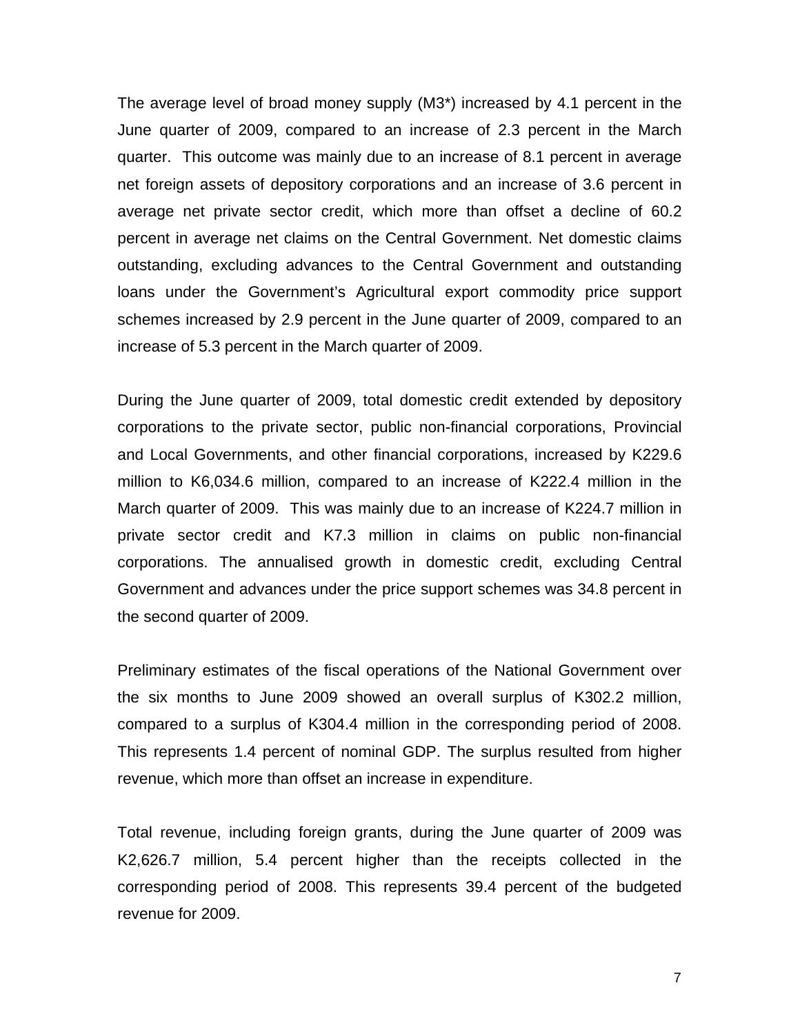The average level of broad money supply (M3*) increased by 4.1 percent in the June quarter of 2009, compared to an increase of 2.3 percent in the March quarter. This outcome was mainly due to an increase of 8.1 percent in average net foreign assets of depository corporations and an increase of 3.6 percent in average net private sector credit, which more than offset a decline of 60.2 percent in average net claims on the Central Government. Net domestic claims outstanding, excluding advances to the Central Government and outstanding loans under the Government's Agricultural export commodity price support schemes increased by 2.9 percent in the June quarter of 2009, compared to an increase of 5.3 percent in the March quarter of 2009.

During the June quarter of 2009, total domestic credit extended by depository corporations to the private sector, public non-financial corporations, Provincial and Local Governments, and other financial corporations, increased by K229.6 million to K6,034.6 million, compared to an increase of K222.4 million in the March quarter of 2009. This was mainly due to an increase of K224.7 million in private sector credit and K7.3 million in claims on public non-financial corporations. The annualised growth in domestic credit, excluding Central Government and advances under the price support schemes was 34.8 percent in the second quarter of 2009.

Preliminary estimates of the fiscal operations of the National Government over the six months to June 2009 showed an overall surplus of K302.2 million, compared to a surplus of K304.4 million in the corresponding period of 2008. This represents 1.4 percent of nominal GDP. The surplus resulted from higher revenue, which more than offset an increase in expenditure.

Total revenue, including foreign grants, during the June quarter of 2009 was K2,626.7 million, 5.4 percent higher than the receipts collected in the corresponding period of 2008. This represents 39.4 percent of the budgeted revenue for 2009.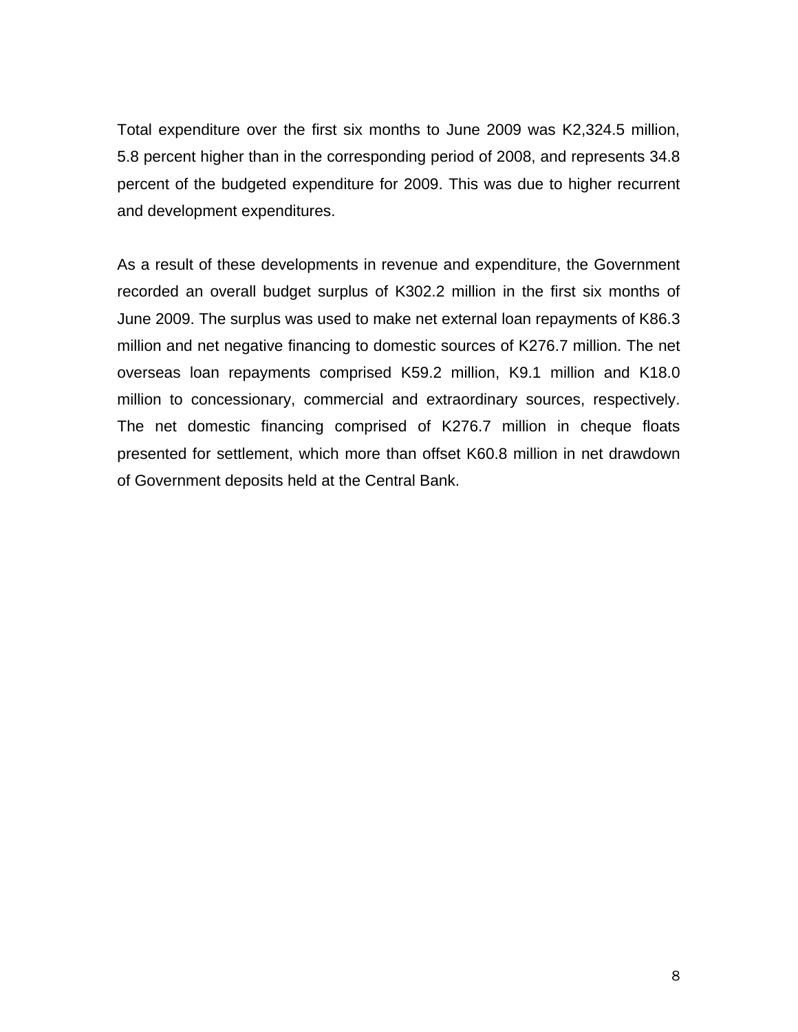Total expenditure over the first six months to June 2009 was K2,324.5 million, 5.8 percent higher than in the corresponding period of 2008, and represents 34.8 percent of the budgeted expenditure for 2009. This was due to higher recurrent and development expenditures.

As a result of these developments in revenue and expenditure, the Government recorded an overall budget surplus of K302.2 million in the first six months of June 2009. The surplus was used to make net external loan repayments of K86.3 million and net negative financing to domestic sources of K276.7 million. The net overseas loan repayments comprised K59.2 million, K9.1 million and K18.0 million to concessionary, commercial and extraordinary sources, respectively. The net domestic financing comprised of K276.7 million in cheque floats presented for settlement, which more than offset K60.8 million in net drawdown of Government deposits held at the Central Bank.